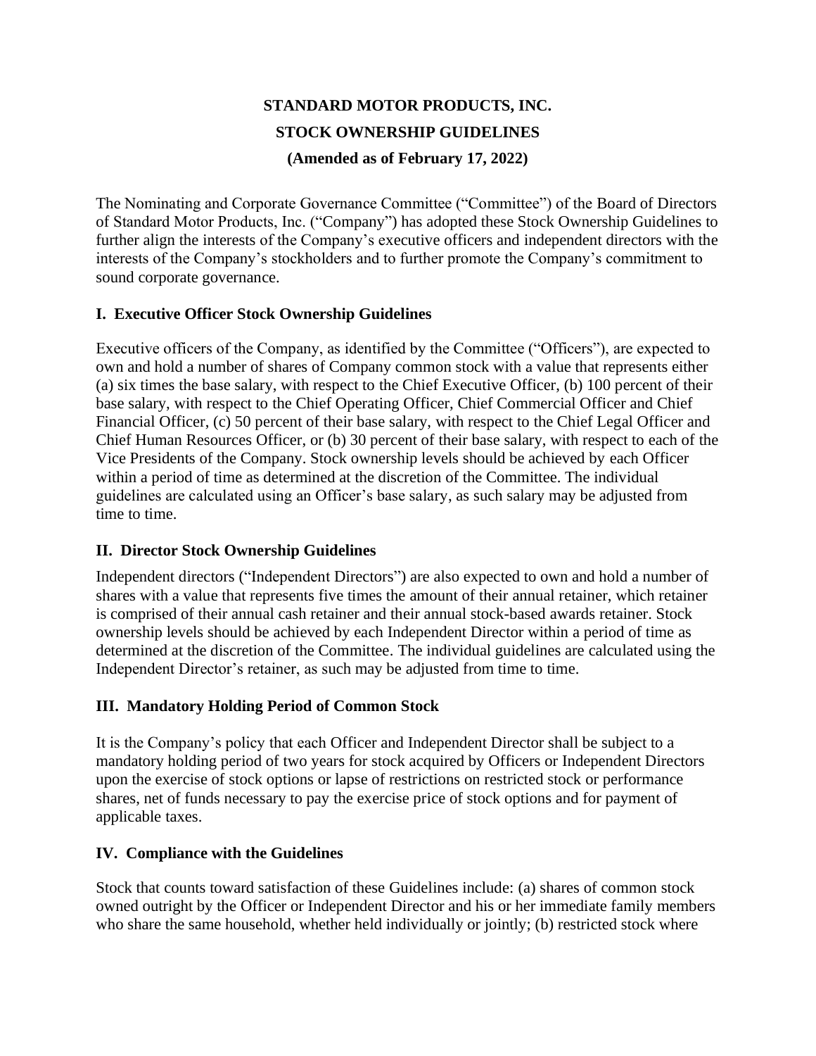# STANDARD MOTOR PRODUCTS, INC.

# STOCK OWNERSHIP GUIDELINES

**(Amended as of February 17, 2022)**

The Nominating and Corporate Governance Committee ("Committee") of the Board of Directors of Standard Motor Products, Inc. ("Company") has adopted these Stock Ownership Guidelines to further align the interests of the Company's executive officers and independent directors with the interests of the Company's stockholders and to further promote the Company's commitment to sound corporate governance.

## I. Executive Officer Stock Ownership Guidelines

Executive officers of the Company, as identified by the Committee ("Officers"), are expected to own and hold a number of shares of Company common stock with a value that represents either (a) six times the base salary, with respect to the Chief Executive Officer, (b) 100 percent of their base salary, with respect to the Chief Operating Officer, Chief Commercial Officer and Chief Financial Officer, (c) 50 percent of their base salary, with respect to the Chief Legal Officer and Chief Human Resources Officer, or (b) 30 percent of their base salary, with respect to each of the Vice Presidents of the Company. Stock ownership levels should be achieved by each Officer within a period of time as determined at the discretion of the Committee. The individual guidelines are calculated using an Officer's base salary, as such salary may be adjusted from time to time.

## II. Director Stock Ownership Guidelines

Independent directors ("Independent Directors") are also expected to own and hold a number of shares with a value that represents five times the amount of their annual retainer, which retainer is comprised of their annual cash retainer and their annual stock-based awards retainer. Stock ownership levels should be achieved by each Independent Director within a period of time as determined at the discretion of the Committee. The individual guidelines are calculated using the Independent Director's retainer, as such may be adjusted from time to time.

## III. Mandatory Holding Period of Common Stock

It is the Company's policy that each Officer and Independent Director shall be subject to a mandatory holding period of two years for stock acquired by Officers or Independent Directors upon the exercise of stock options or lapse of restrictions on restricted stock or performance shares, net of funds necessary to pay the exercise price of stock options and for payment of applicable taxes.

## IV. Compliance with the Guidelines

Stock that counts toward satisfaction of these Guidelines include: (a) shares of common stock owned outright by the Officer or Independent Director and his or her immediate family members who share the same household, whether held individually or jointly; (b) restricted stock where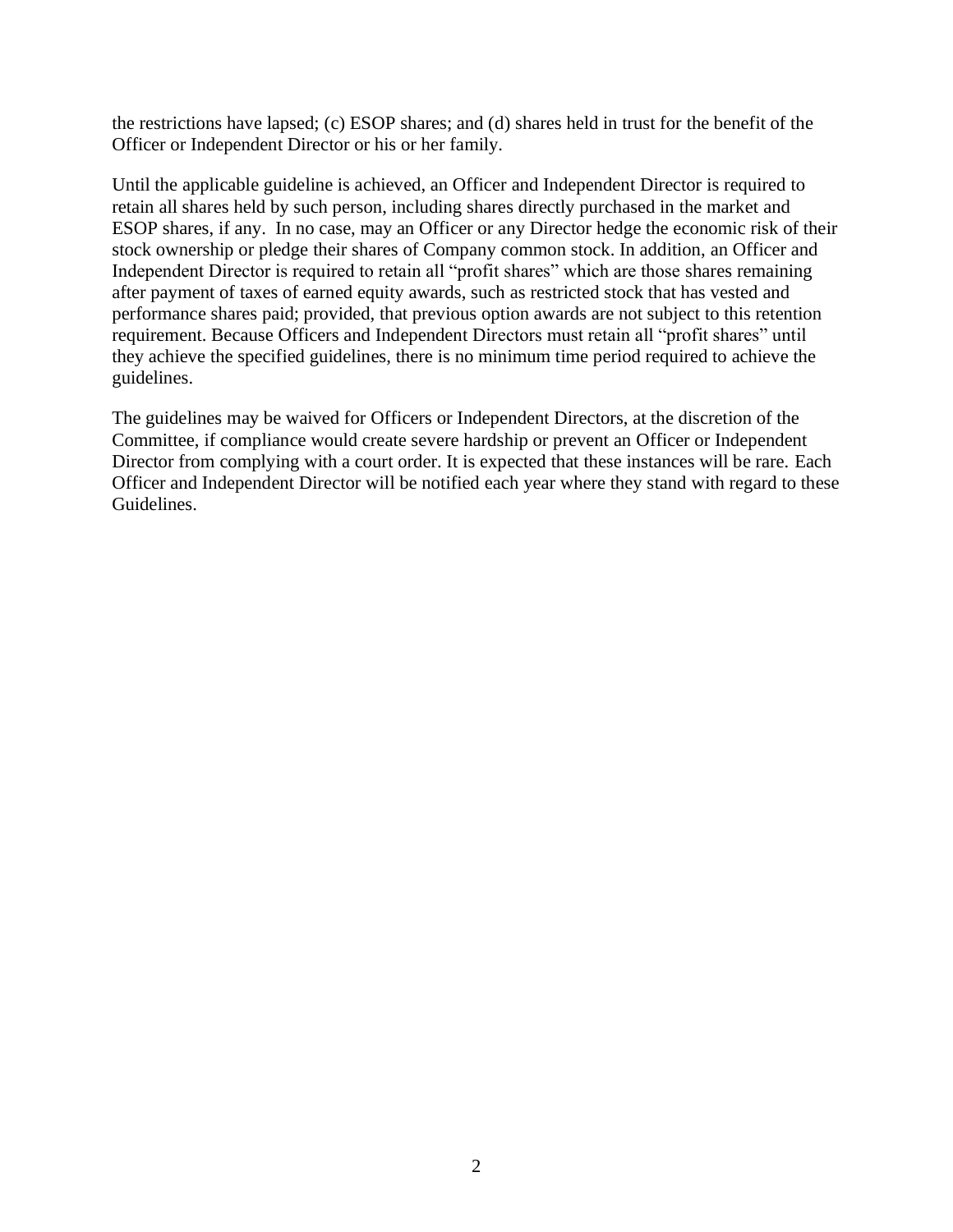the restrictions have lapsed; (c) ESOP shares; and (d) shares held in trust for the benefit of the Officer or Independent Director or his or her family.

Until the applicable guideline is achieved, an Officer and Independent Director is required to retain all shares held by such person, including shares directly purchased in the market and ESOP shares, if any. In no case, may an Officer or any Director hedge the economic risk of their stock ownership or pledge their shares of Company common stock. In addition, an Officer and Independent Director is required to retain all "profit shares" which are those shares remaining after payment of taxes of earned equity awards, such as restricted stock that has vested and performance shares paid; provided, that previous option awards are not subject to this retention requirement. Because Officers and Independent Directors must retain all "profit shares" until they achieve the specified guidelines, there is no minimum time period required to achieve the guidelines.

The guidelines may be waived for Officers or Independent Directors, at the discretion of the Committee, if compliance would create severe hardship or prevent an Officer or Independent Director from complying with a court order. It is expected that these instances will be rare. Each Officer and Independent Director will be notified each year where they stand with regard to these Guidelines.